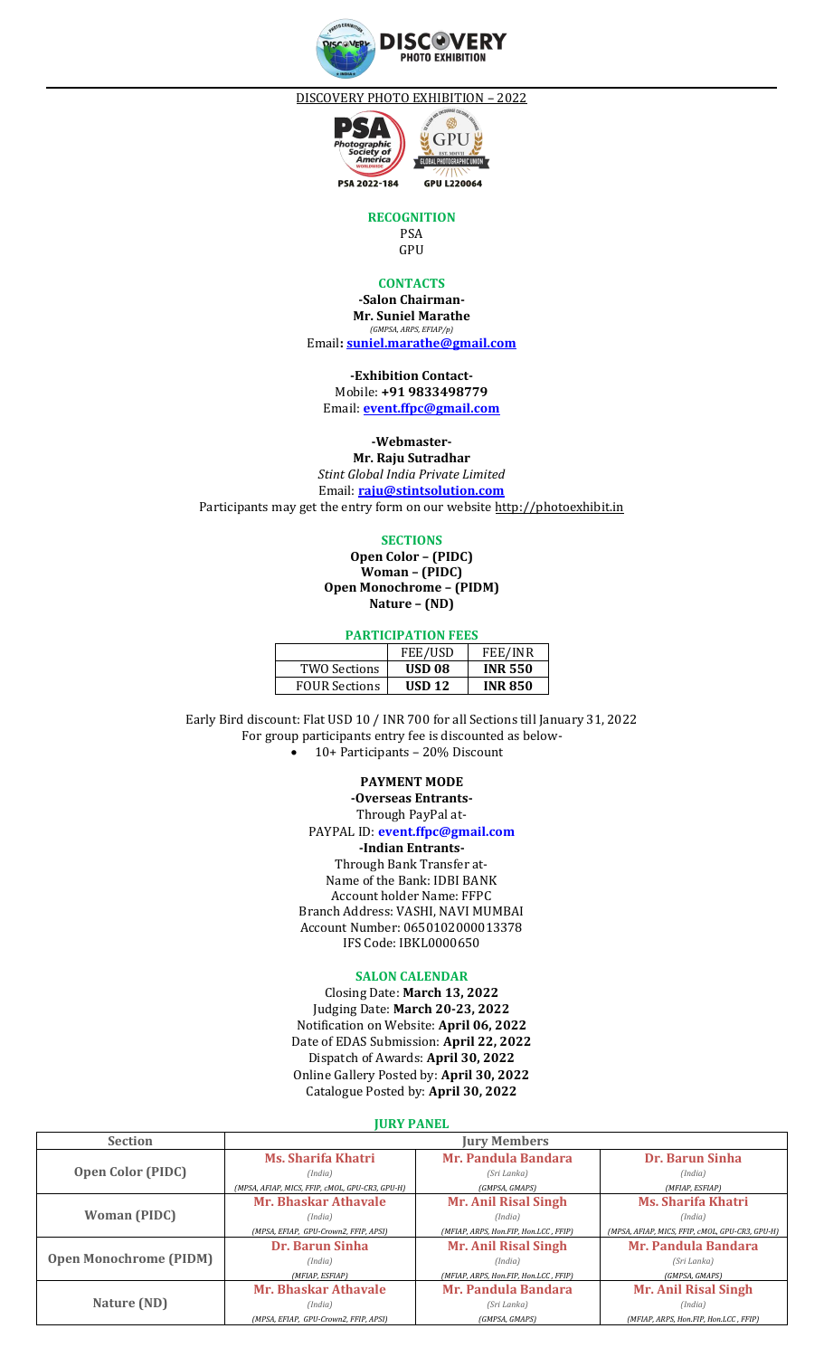DISCOVERY PHOTO EXHIBITION – 2022

PSA 2022-184 GPU L220064

## RECOGNITION

PSA
GPU

## CONTACTS

**-Salon Chairman-**
**Mr. Suniel Marathe**
*(GMPSA, ARPS, EFIAP/p)*
Email**: suniel.marathe@gmail.com**

**-Exhibition Contact-**
Mobile: **+91 9833498779**
Email: **event.ffpc@gmail.com**

**-Webmaster-**
**Mr. Raju Sutradhar**
*Stint Global India Private Limited*
Email: **raju@stintsolution.com**
Participants may get the entry form on our website http://photoexhibit.in

## SECTIONS

**Open Color – (PIDC)**
**Woman – (PIDC)**
**Open Monochrome – (PIDM)**
**Nature – (ND)**

## PARTICIPATION FEES

| | FEE/USD | FEE/INR |
|---|---|---|
| TWO Sections | **USD 08** | **INR 550** |
| FOUR Sections | **USD 12** | **INR 850** |

Early Bird discount: Flat USD 10 / INR 700 for all Sections till January 31, 2022
For group participants entry fee is discounted as below-

- 10+ Participants – 20% Discount

**PAYMENT MODE**

**-Overseas Entrants-**
Through PayPal at-
PAYPAL ID: **event.ffpc@gmail.com**
**-Indian Entrants-**
Through Bank Transfer at-
Name of the Bank: IDBI BANK
Account holder Name: FFPC
Branch Address: VASHI, NAVI MUMBAI
Account Number: 0650102000013378
IFS Code: IBKL0000650

## SALON CALENDAR

Closing Date: **March 13, 2022**
Judging Date: **March 20-23, 2022**
Notification on Website: **April 06, 2022**
Date of EDAS Submission: **April 22, 2022**
Dispatch of Awards: **April 30, 2022**
Online Gallery Posted by: **April 30, 2022**
Catalogue Posted by: **April 30, 2022**

## JURY PANEL

| Section | Jury Members | | |
|---|---|---|---|
| **Open Color (PIDC)** | **Ms. Sharifa Khatri** *(India)* *(MPSA, AFIAP, MICS, FFIP, cMOL, GPU-CR3, GPU-H)* | **Mr. Pandula Bandara** *(Sri Lanka)* *(GMPSA, GMAPS)* | **Dr. Barun Sinha** *(India)* *(MFIAP, ESFIAP)* |
| **Woman (PIDC)** | **Mr. Bhaskar Athavale** *(India)* *(MPSA, EFIAP, GPU-Crown2, FFIP, APSI)* | **Mr. Anil Risal Singh** *(India)* *(MFIAP, ARPS, Hon.FIP, Hon.LCC , FFIP)* | **Ms. Sharifa Khatri** *(India)* *(MPSA, AFIAP, MICS, FFIP, cMOL, GPU-CR3, GPU-H)* |
| **Open Monochrome (PIDM)** | **Dr. Barun Sinha** *(India)* *(MFIAP, ESFIAP)* | **Mr. Anil Risal Singh** *(India)* *(MFIAP, ARPS, Hon.FIP, Hon.LCC , FFIP)* | **Mr. Pandula Bandara** *(Sri Lanka)* *(GMPSA, GMAPS)* |
| **Nature (ND)** | **Mr. Bhaskar Athavale** *(India)* *(MPSA, EFIAP, GPU-Crown2, FFIP, APSI)* | **Mr. Pandula Bandara** *(Sri Lanka)* *(GMPSA, GMAPS)* | **Mr. Anil Risal Singh** *(India)* *(MFIAP, ARPS, Hon.FIP, Hon.LCC , FFIP)* |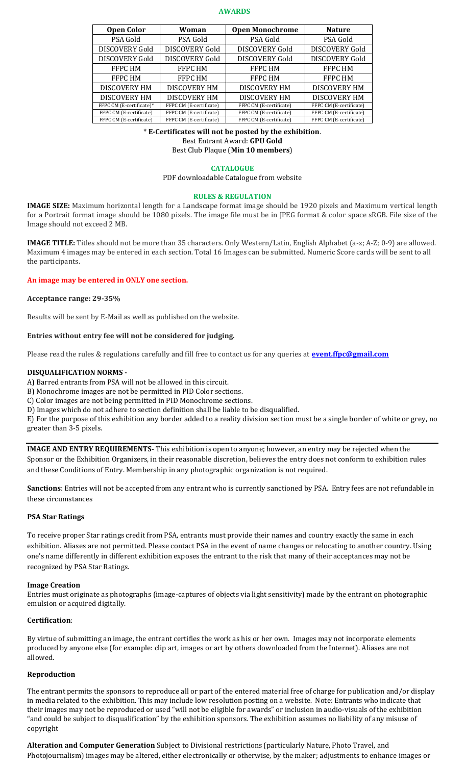## AWARDS

| Open Color | Woman | Open Monochrome | Nature |
|---|---|---|---|
| PSA Gold | PSA Gold | PSA Gold | PSA Gold |
| DISCOVERY Gold | DISCOVERY Gold | DISCOVERY Gold | DISCOVERY Gold |
| DISCOVERY Gold | DISCOVERY Gold | DISCOVERY Gold | DISCOVERY Gold |
| FFPC HM | FFPC HM | FFPC HM | FFPC HM |
| FFPC HM | FFPC HM | FFPC HM | FFPC HM |
| DISCOVERY HM | DISCOVERY HM | DISCOVERY HM | DISCOVERY HM |
| DISCOVERY HM | DISCOVERY HM | DISCOVERY HM | DISCOVERY HM |
| FFPC CM (E-certificate)* | FFPC CM (E-certificate) | FFPC CM (E-certificate) | FFPC CM (E-certificate) |
| FFPC CM (E-certificate) | FFPC CM (E-certificate) | FFPC CM (E-certificate) | FFPC CM (E-certificate) |
| FFPC CM (E-certificate) | FFPC CM (E-certificate) | FFPC CM (E-certificate) | FFPC CM (E-certificate) |

* **E-Certificates will not be posted by the exhibition**.

Best Entrant Award: **GPU Gold**

Best Club Plaque (**Min 10 members**)

## CATALOGUE

PDF downloadable Catalogue from website

## RULES & REGULATION

**IMAGE SIZE:** Maximum horizontal length for a Landscape format image should be 1920 pixels and Maximum vertical length for a Portrait format image should be 1080 pixels. The image file must be in JPEG format & color space sRGB. File size of the Image should not exceed 2 MB.

**IMAGE TITLE:** Titles should not be more than 35 characters. Only Western/Latin, English Alphabet (a-z; A-Z; 0-9) are allowed. Maximum 4 images may be entered in each section. Total 16 Images can be submitted. Numeric Score cards will be sent to all the participants.

**An image may be entered in ONLY one section.**

**Acceptance range: 29-35%**

Results will be sent by E-Mail as well as published on the website.

**Entries without entry fee will not be considered for judging.**

Please read the rules & regulations carefully and fill free to contact us for any queries at **event.ffpc@gmail.com**

**DISQUALIFICATION NORMS -**

A) Barred entrants from PSA will not be allowed in this circuit.

B) Monochrome images are not be permitted in PID Color sections.

C) Color images are not being permitted in PID Monochrome sections.

D) Images which do not adhere to section definition shall be liable to be disqualified.

E) For the purpose of this exhibition any border added to a reality division section must be a single border of white or grey, no greater than 3-5 pixels.

---

**IMAGE AND ENTRY REQUIREMENTS-** This exhibition is open to anyone; however, an entry may be rejected when the Sponsor or the Exhibition Organizers, in their reasonable discretion, believes the entry does not conform to exhibition rules and these Conditions of Entry. Membership in any photographic organization is not required.

**Sanctions**: Entries will not be accepted from any entrant who is currently sanctioned by PSA. Entry fees are not refundable in these circumstances

**PSA Star Ratings**

To receive proper Star ratings credit from PSA, entrants must provide their names and country exactly the same in each exhibition. Aliases are not permitted. Please contact PSA in the event of name changes or relocating to another country. Using one's name differently in different exhibition exposes the entrant to the risk that many of their acceptances may not be recognized by PSA Star Ratings.

**Image Creation**

Entries must originate as photographs (image-captures of objects via light sensitivity) made by the entrant on photographic emulsion or acquired digitally.

**Certification**:

By virtue of submitting an image, the entrant certifies the work as his or her own. Images may not incorporate elements produced by anyone else (for example: clip art, images or art by others downloaded from the Internet). Aliases are not allowed.

**Reproduction**

The entrant permits the sponsors to reproduce all or part of the entered material free of charge for publication and/or display in media related to the exhibition. This may include low resolution posting on a website. Note: Entrants who indicate that their images may not be reproduced or used "will not be eligible for awards" or inclusion in audio-visuals of the exhibition "and could be subject to disqualification" by the exhibition sponsors. The exhibition assumes no liability of any misuse of copyright

**Alteration and Computer Generation** Subject to Divisional restrictions (particularly Nature, Photo Travel, and Photojournalism) images may be altered, either electronically or otherwise, by the maker; adjustments to enhance images or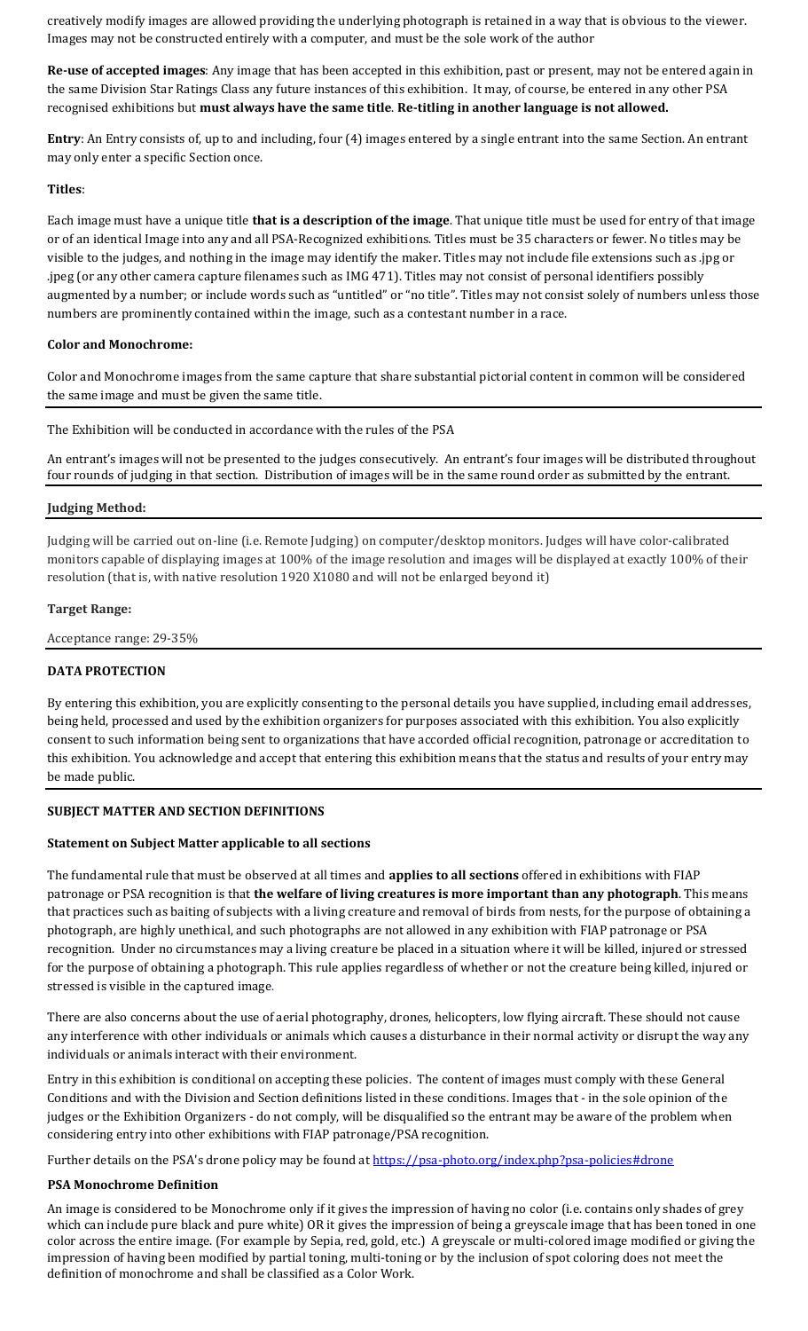creatively modify images are allowed providing the underlying photograph is retained in a way that is obvious to the viewer. Images may not be constructed entirely with a computer, and must be the sole work of the author

**Re-use of accepted images**: Any image that has been accepted in this exhibition, past or present, may not be entered again in the same Division Star Ratings Class any future instances of this exhibition. It may, of course, be entered in any other PSA recognised exhibitions but **must always have the same title**. **Re-titling in another language is not allowed.**

**Entry**: An Entry consists of, up to and including, four (4) images entered by a single entrant into the same Section. An entrant may only enter a specific Section once.

**Titles**:

Each image must have a unique title **that is a description of the image**. That unique title must be used for entry of that image or of an identical Image into any and all PSA-Recognized exhibitions. Titles must be 35 characters or fewer. No titles may be visible to the judges, and nothing in the image may identify the maker. Titles may not include file extensions such as .jpg or .jpeg (or any other camera capture filenames such as IMG 471). Titles may not consist of personal identifiers possibly augmented by a number; or include words such as "untitled" or "no title". Titles may not consist solely of numbers unless those numbers are prominently contained within the image, such as a contestant number in a race.

**Color and Monochrome:**

Color and Monochrome images from the same capture that share substantial pictorial content in common will be considered the same image and must be given the same title.

The Exhibition will be conducted in accordance with the rules of the PSA

An entrant's images will not be presented to the judges consecutively. An entrant's four images will be distributed throughout four rounds of judging in that section. Distribution of images will be in the same round order as submitted by the entrant.

**Judging Method:**

Judging will be carried out on-line (i.e. Remote Judging) on computer/desktop monitors. Judges will have color-calibrated monitors capable of displaying images at 100% of the image resolution and images will be displayed at exactly 100% of their resolution (that is, with native resolution 1920 X1080 and will not be enlarged beyond it)

**Target Range:**

Acceptance range: 29-35%

**DATA PROTECTION**

By entering this exhibition, you are explicitly consenting to the personal details you have supplied, including email addresses, being held, processed and used by the exhibition organizers for purposes associated with this exhibition. You also explicitly consent to such information being sent to organizations that have accorded official recognition, patronage or accreditation to this exhibition. You acknowledge and accept that entering this exhibition means that the status and results of your entry may be made public.

**SUBJECT MATTER AND SECTION DEFINITIONS**

**Statement on Subject Matter applicable to all sections**

The fundamental rule that must be observed at all times and **applies to all sections** offered in exhibitions with FIAP patronage or PSA recognition is that **the welfare of living creatures is more important than any photograph**. This means that practices such as baiting of subjects with a living creature and removal of birds from nests, for the purpose of obtaining a photograph, are highly unethical, and such photographs are not allowed in any exhibition with FIAP patronage or PSA recognition. Under no circumstances may a living creature be placed in a situation where it will be killed, injured or stressed for the purpose of obtaining a photograph. This rule applies regardless of whether or not the creature being killed, injured or stressed is visible in the captured image.

There are also concerns about the use of aerial photography, drones, helicopters, low flying aircraft. These should not cause any interference with other individuals or animals which causes a disturbance in their normal activity or disrupt the way any individuals or animals interact with their environment.

Entry in this exhibition is conditional on accepting these policies. The content of images must comply with these General Conditions and with the Division and Section definitions listed in these conditions. Images that - in the sole opinion of the judges or the Exhibition Organizers - do not comply, will be disqualified so the entrant may be aware of the problem when considering entry into other exhibitions with FIAP patronage/PSA recognition.

Further details on the PSA's drone policy may be found at https://psa-photo.org/index.php?psa-policies#drone

**PSA Monochrome Definition**

An image is considered to be Monochrome only if it gives the impression of having no color (i.e. contains only shades of grey which can include pure black and pure white) OR it gives the impression of being a greyscale image that has been toned in one color across the entire image. (For example by Sepia, red, gold, etc.) A greyscale or multi-colored image modified or giving the impression of having been modified by partial toning, multi-toning or by the inclusion of spot coloring does not meet the definition of monochrome and shall be classified as a Color Work.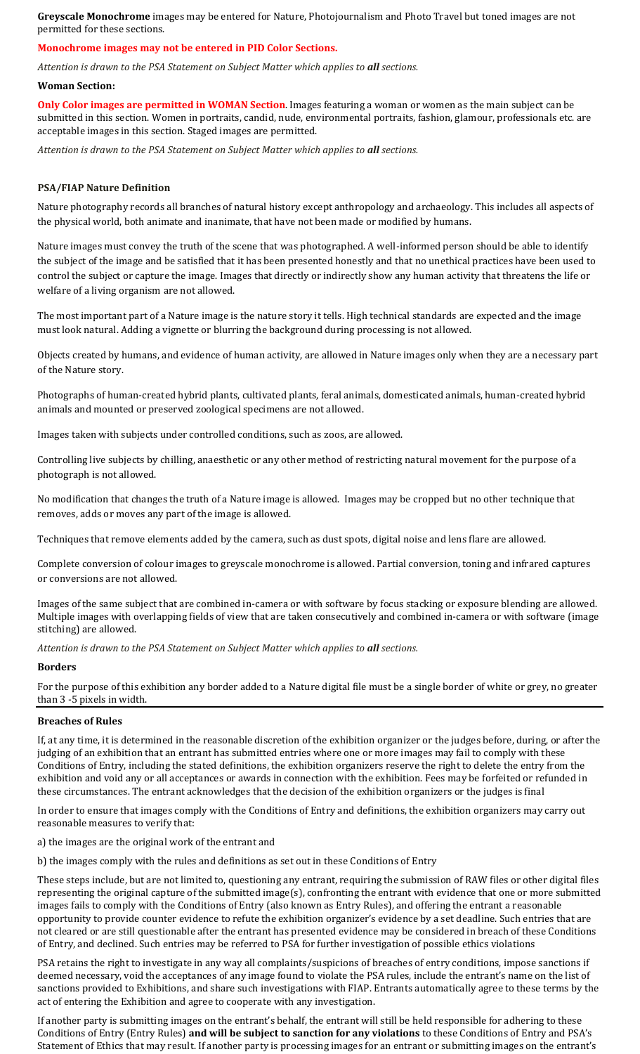**Greyscale Monochrome** images may be entered for Nature, Photojournalism and Photo Travel but toned images are not permitted for these sections.

**Monochrome images may not be entered in PID Color Sections.**

*Attention is drawn to the PSA Statement on Subject Matter which applies to **all** sections.*

**Woman Section:**

**Only Color images are permitted in WOMAN Section**. Images featuring a woman or women as the main subject can be submitted in this section. Women in portraits, candid, nude, environmental portraits, fashion, glamour, professionals etc. are acceptable images in this section. Staged images are permitted.

*Attention is drawn to the PSA Statement on Subject Matter which applies to **all** sections.*

**PSA/FIAP Nature Definition**

Nature photography records all branches of natural history except anthropology and archaeology. This includes all aspects of the physical world, both animate and inanimate, that have not been made or modified by humans.

Nature images must convey the truth of the scene that was photographed. A well-informed person should be able to identify the subject of the image and be satisfied that it has been presented honestly and that no unethical practices have been used to control the subject or capture the image. Images that directly or indirectly show any human activity that threatens the life or welfare of a living organism are not allowed.

The most important part of a Nature image is the nature story it tells. High technical standards are expected and the image must look natural. Adding a vignette or blurring the background during processing is not allowed.

Objects created by humans, and evidence of human activity, are allowed in Nature images only when they are a necessary part of the Nature story.

Photographs of human-created hybrid plants, cultivated plants, feral animals, domesticated animals, human-created hybrid animals and mounted or preserved zoological specimens are not allowed.

Images taken with subjects under controlled conditions, such as zoos, are allowed.

Controlling live subjects by chilling, anaesthetic or any other method of restricting natural movement for the purpose of a photograph is not allowed.

No modification that changes the truth of a Nature image is allowed. Images may be cropped but no other technique that removes, adds or moves any part of the image is allowed.

Techniques that remove elements added by the camera, such as dust spots, digital noise and lens flare are allowed.

Complete conversion of colour images to greyscale monochrome is allowed. Partial conversion, toning and infrared captures or conversions are not allowed.

Images of the same subject that are combined in-camera or with software by focus stacking or exposure blending are allowed. Multiple images with overlapping fields of view that are taken consecutively and combined in-camera or with software (image stitching) are allowed.

*Attention is drawn to the PSA Statement on Subject Matter which applies to **all** sections.*

**Borders**

For the purpose of this exhibition any border added to a Nature digital file must be a single border of white or grey, no greater than 3 -5 pixels in width.

**Breaches of Rules**

If, at any time, it is determined in the reasonable discretion of the exhibition organizer or the judges before, during, or after the judging of an exhibition that an entrant has submitted entries where one or more images may fail to comply with these Conditions of Entry, including the stated definitions, the exhibition organizers reserve the right to delete the entry from the exhibition and void any or all acceptances or awards in connection with the exhibition. Fees may be forfeited or refunded in these circumstances. The entrant acknowledges that the decision of the exhibition organizers or the judges is final

In order to ensure that images comply with the Conditions of Entry and definitions, the exhibition organizers may carry out reasonable measures to verify that:

a) the images are the original work of the entrant and

b) the images comply with the rules and definitions as set out in these Conditions of Entry

These steps include, but are not limited to, questioning any entrant, requiring the submission of RAW files or other digital files representing the original capture of the submitted image(s), confronting the entrant with evidence that one or more submitted images fails to comply with the Conditions of Entry (also known as Entry Rules), and offering the entrant a reasonable opportunity to provide counter evidence to refute the exhibition organizer's evidence by a set deadline. Such entries that are not cleared or are still questionable after the entrant has presented evidence may be considered in breach of these Conditions of Entry, and declined. Such entries may be referred to PSA for further investigation of possible ethics violations

PSA retains the right to investigate in any way all complaints/suspicions of breaches of entry conditions, impose sanctions if deemed necessary, void the acceptances of any image found to violate the PSA rules, include the entrant's name on the list of sanctions provided to Exhibitions, and share such investigations with FIAP. Entrants automatically agree to these terms by the act of entering the Exhibition and agree to cooperate with any investigation.

If another party is submitting images on the entrant's behalf, the entrant will still be held responsible for adhering to these Conditions of Entry (Entry Rules) **and will be subject to sanction for any violations** to these Conditions of Entry and PSA's Statement of Ethics that may result. If another party is processing images for an entrant or submitting images on the entrant's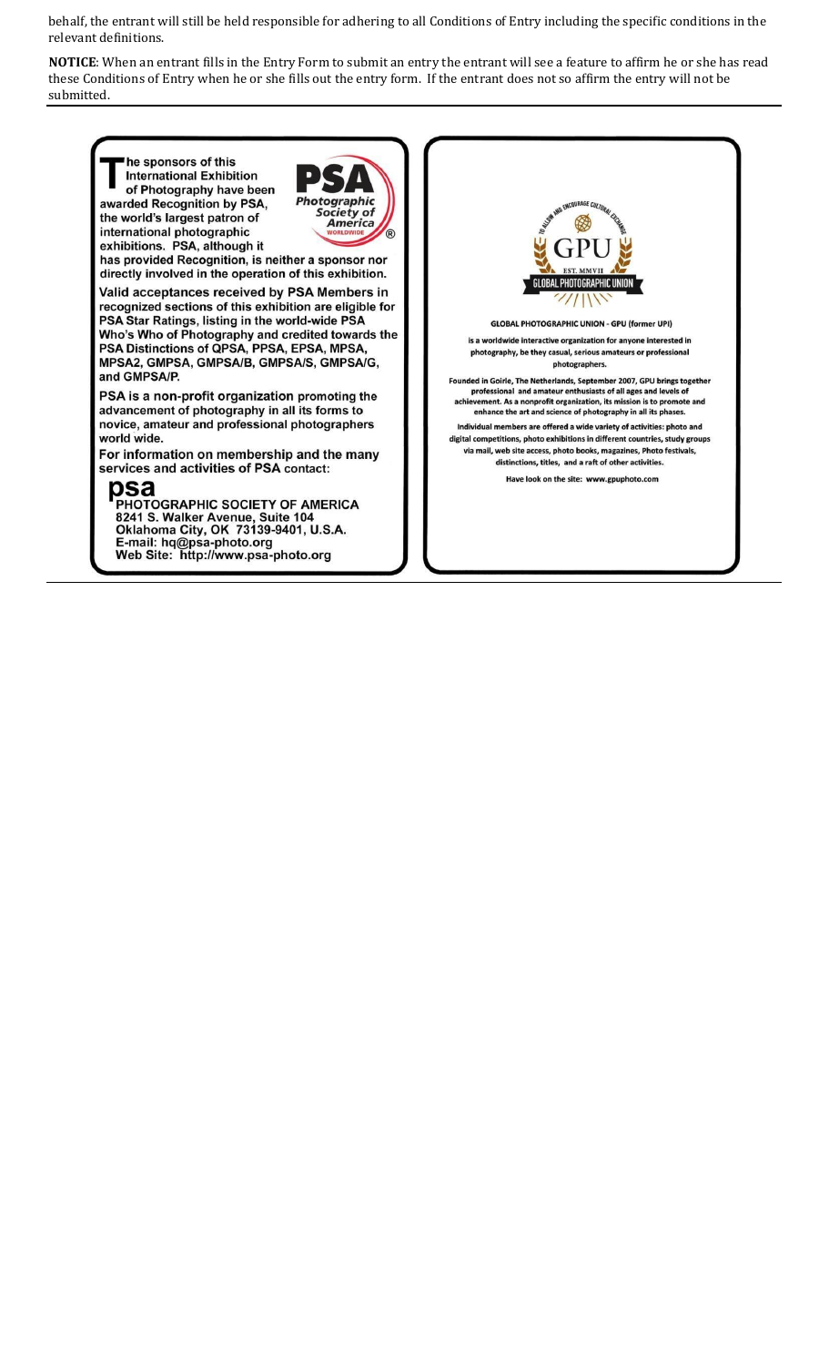behalf, the entrant will still be held responsible for adhering to all Conditions of Entry including the specific conditions in the relevant definitions.

**NOTICE**: When an entrant fills in the Entry Form to submit an entry the entrant will see a feature to affirm he or she has read these Conditions of Entry when he or she fills out the entry form. If the entrant does not so affirm the entry will not be submitted.

The sponsors of this International Exhibition of Photography have been awarded Recognition by PSA, the world's largest patron of international photographic exhibitions. PSA, although it has provided Recognition, is neither a sponsor nor directly involved in the operation of this exhibition.

Valid acceptances received by PSA Members in recognized sections of this exhibition are eligible for PSA Star Ratings, listing in the world-wide PSA Who's Who of Photography and credited towards the PSA Distinctions of QPSA, PPSA, EPSA, MPSA, MPSA2, GMPSA, GMPSA/B, GMPSA/S, GMPSA/G, and GMPSA/P.

PSA is a non-profit organization promoting the advancement of photography in all its forms to novice, amateur and professional photographers world wide.

For information on membership and the many services and activities of PSA contact:

**psa**
PHOTOGRAPHIC SOCIETY OF AMERICA
8241 S. Walker Avenue, Suite 104
Oklahoma City, OK 73139-9401, U.S.A.
E-mail: hq@psa-photo.org
Web Site: http://www.psa-photo.org

**GLOBAL PHOTOGRAPHIC UNION - GPU (former UPI)**

is a worldwide interactive organization for anyone interested in photography, be they casual, serious amateurs or professional photographers.

Founded in Goirle, The Netherlands, September 2007, GPU brings together professional and amateur enthusiasts of all ages and levels of achievement. As a nonprofit organization, its mission is to promote and enhance the art and science of photography in all its phases.

Individual members are offered a wide variety of activities: photo and digital competitions, photo exhibitions in different countries, study groups via mail, web site access, photo books, magazines, Photo festivals, distinctions, titles, and a raft of other activities.

Have look on the site: www.gpuphoto.com